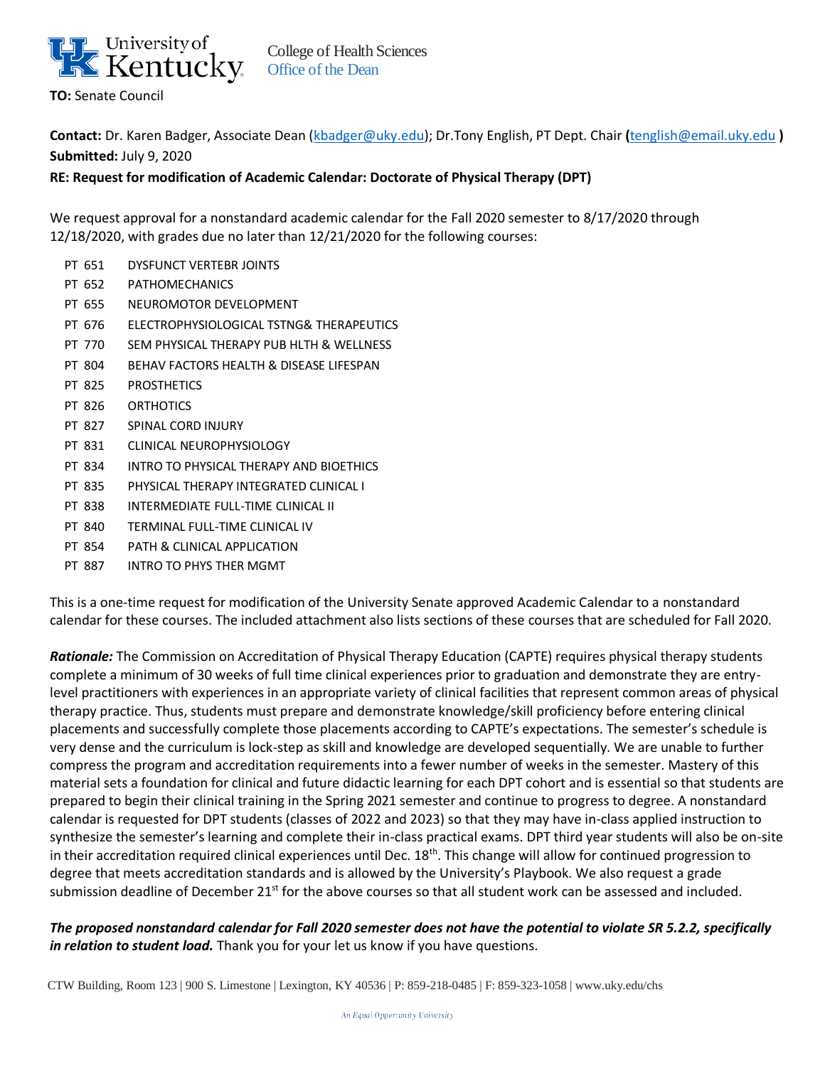University of Kentucky — College of Health Sciences, Office of the Dean

**TO:** Senate Council

**Contact:** Dr. Karen Badger, Associate Dean (kbadger@uky.edu); Dr.Tony English, PT Dept. Chair **(**tenglish@email.uky.edu **)**
**Submitted:** July 9, 2020
**RE: Request for modification of Academic Calendar: Doctorate of Physical Therapy (DPT)**

We request approval for a nonstandard academic calendar for the Fall 2020 semester to 8/17/2020 through 12/18/2020, with grades due no later than 12/21/2020 for the following courses:

- PT 651 DYSFUNCT VERTEBR JOINTS
- PT 652 PATHOMECHANICS
- PT 655 NEUROMOTOR DEVELOPMENT
- PT 676 ELECTROPHYSIOLOGICAL TSTNG& THERAPEUTICS
- PT 770 SEM PHYSICAL THERAPY PUB HLTH & WELLNESS
- PT 804 BEHAV FACTORS HEALTH & DISEASE LIFESPAN
- PT 825 PROSTHETICS
- PT 826 ORTHOTICS
- PT 827 SPINAL CORD INJURY
- PT 831 CLINICAL NEUROPHYSIOLOGY
- PT 834 INTRO TO PHYSICAL THERAPY AND BIOETHICS
- PT 835 PHYSICAL THERAPY INTEGRATED CLINICAL I
- PT 838 INTERMEDIATE FULL-TIME CLINICAL II
- PT 840 TERMINAL FULL-TIME CLINICAL IV
- PT 854 PATH & CLINICAL APPLICATION
- PT 887 INTRO TO PHYS THER MGMT

This is a one-time request for modification of the University Senate approved Academic Calendar to a nonstandard calendar for these courses. The included attachment also lists sections of these courses that are scheduled for Fall 2020.

***Rationale:*** The Commission on Accreditation of Physical Therapy Education (CAPTE) requires physical therapy students complete a minimum of 30 weeks of full time clinical experiences prior to graduation and demonstrate they are entry-level practitioners with experiences in an appropriate variety of clinical facilities that represent common areas of physical therapy practice. Thus, students must prepare and demonstrate knowledge/skill proficiency before entering clinical placements and successfully complete those placements according to CAPTE's expectations. The semester's schedule is very dense and the curriculum is lock-step as skill and knowledge are developed sequentially. We are unable to further compress the program and accreditation requirements into a fewer number of weeks in the semester. Mastery of this material sets a foundation for clinical and future didactic learning for each DPT cohort and is essential so that students are prepared to begin their clinical training in the Spring 2021 semester and continue to progress to degree. A nonstandard calendar is requested for DPT students (classes of 2022 and 2023) so that they may have in-class applied instruction to synthesize the semester's learning and complete their in-class practical exams. DPT third year students will also be on-site in their accreditation required clinical experiences until Dec. 18th. This change will allow for continued progression to degree that meets accreditation standards and is allowed by the University's Playbook. We also request a grade submission deadline of December 21st for the above courses so that all student work can be assessed and included.

***The proposed nonstandard calendar for Fall 2020 semester does not have the potential to violate SR 5.2.2, specifically in relation to student load.*** Thank you for your let us know if you have questions.

CTW Building, Room 123 | 900 S. Limestone | Lexington, KY 40536 | P: 859-218-0485 | F: 859-323-1058 | www.uky.edu/chs

An Equal Opportunity University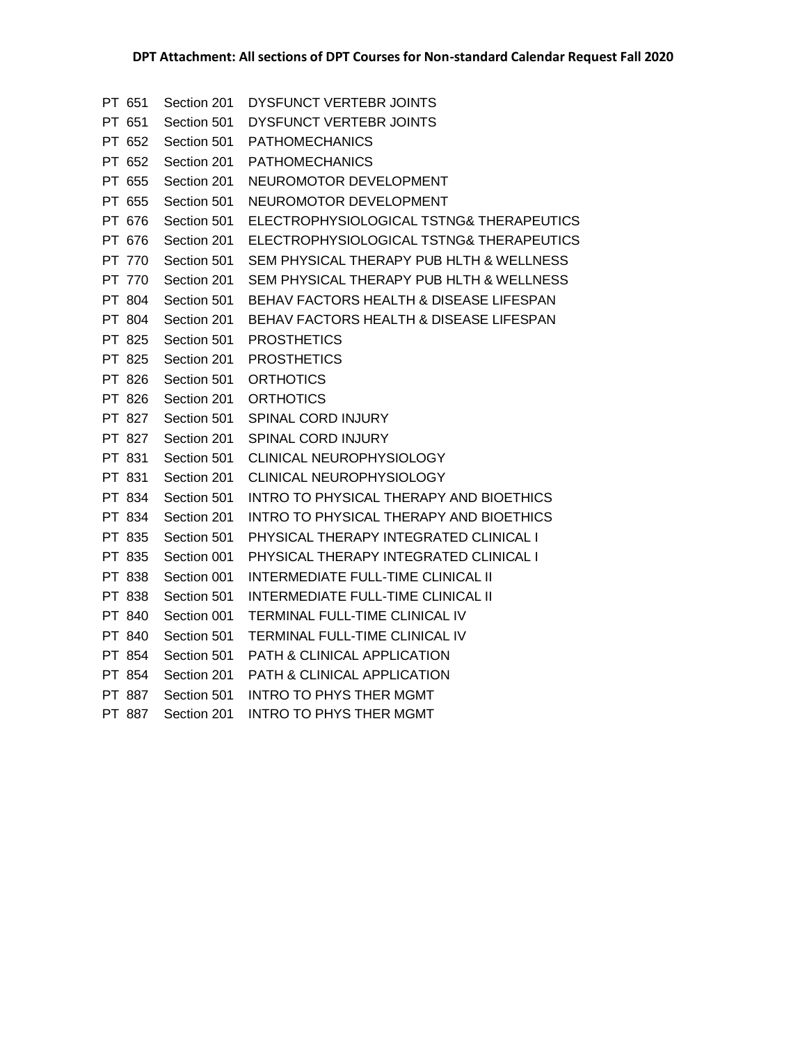**DPT Attachment: All sections of DPT Courses for Non-standard Calendar Request Fall 2020**

| | | | |
|---|---|---|---|
| PT | 651 | Section 201 | DYSFUNCT VERTEBR JOINTS |
| PT | 651 | Section 501 | DYSFUNCT VERTEBR JOINTS |
| PT | 652 | Section 501 | PATHOMECHANICS |
| PT | 652 | Section 201 | PATHOMECHANICS |
| PT | 655 | Section 201 | NEUROMOTOR DEVELOPMENT |
| PT | 655 | Section 501 | NEUROMOTOR DEVELOPMENT |
| PT | 676 | Section 501 | ELECTROPHYSIOLOGICAL TSTNG& THERAPEUTICS |
| PT | 676 | Section 201 | ELECTROPHYSIOLOGICAL TSTNG& THERAPEUTICS |
| PT | 770 | Section 501 | SEM PHYSICAL THERAPY PUB HLTH & WELLNESS |
| PT | 770 | Section 201 | SEM PHYSICAL THERAPY PUB HLTH & WELLNESS |
| PT | 804 | Section 501 | BEHAV FACTORS HEALTH & DISEASE LIFESPAN |
| PT | 804 | Section 201 | BEHAV FACTORS HEALTH & DISEASE LIFESPAN |
| PT | 825 | Section 501 | PROSTHETICS |
| PT | 825 | Section 201 | PROSTHETICS |
| PT | 826 | Section 501 | ORTHOTICS |
| PT | 826 | Section 201 | ORTHOTICS |
| PT | 827 | Section 501 | SPINAL CORD INJURY |
| PT | 827 | Section 201 | SPINAL CORD INJURY |
| PT | 831 | Section 501 | CLINICAL NEUROPHYSIOLOGY |
| PT | 831 | Section 201 | CLINICAL NEUROPHYSIOLOGY |
| PT | 834 | Section 501 | INTRO TO PHYSICAL THERAPY AND BIOETHICS |
| PT | 834 | Section 201 | INTRO TO PHYSICAL THERAPY AND BIOETHICS |
| PT | 835 | Section 501 | PHYSICAL THERAPY INTEGRATED CLINICAL I |
| PT | 835 | Section 001 | PHYSICAL THERAPY INTEGRATED CLINICAL I |
| PT | 838 | Section 001 | INTERMEDIATE FULL-TIME CLINICAL II |
| PT | 838 | Section 501 | INTERMEDIATE FULL-TIME CLINICAL II |
| PT | 840 | Section 001 | TERMINAL FULL-TIME CLINICAL IV |
| PT | 840 | Section 501 | TERMINAL FULL-TIME CLINICAL IV |
| PT | 854 | Section 501 | PATH & CLINICAL APPLICATION |
| PT | 854 | Section 201 | PATH & CLINICAL APPLICATION |
| PT | 887 | Section 501 | INTRO TO PHYS THER MGMT |
| PT | 887 | Section 201 | INTRO TO PHYS THER MGMT |